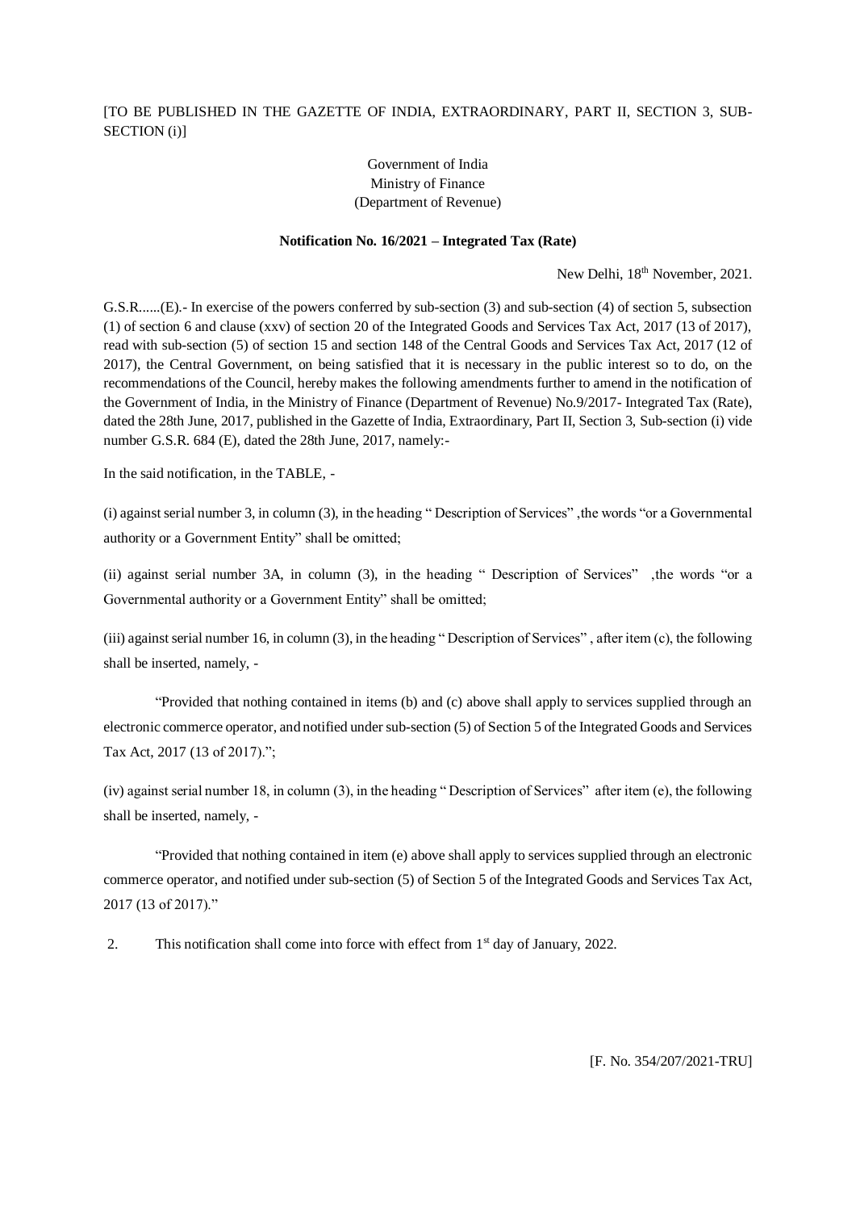[TO BE PUBLISHED IN THE GAZETTE OF INDIA, EXTRAORDINARY, PART II, SECTION 3, SUB-SECTION (i)]

Government of India
Ministry of Finance
(Department of Revenue)

**Notification No. 16/2021 – Integrated Tax (Rate)**

New Delhi, 18th November, 2021.

G.S.R......(E).- In exercise of the powers conferred by sub-section (3) and sub-section (4) of section 5, subsection (1) of section 6 and clause (xxv) of section 20 of the Integrated Goods and Services Tax Act, 2017 (13 of 2017), read with sub-section (5) of section 15 and section 148 of the Central Goods and Services Tax Act, 2017 (12 of 2017), the Central Government, on being satisfied that it is necessary in the public interest so to do, on the recommendations of the Council, hereby makes the following amendments further to amend in the notification of the Government of India, in the Ministry of Finance (Department of Revenue) No.9/2017- Integrated Tax (Rate), dated the 28th June, 2017, published in the Gazette of India, Extraordinary, Part II, Section 3, Sub-section (i) vide number G.S.R. 684 (E), dated the 28th June, 2017, namely:-

In the said notification, in the TABLE, -

(i) against serial number 3, in column (3), in the heading " Description of Services" ,the words "or a Governmental authority or a Government Entity" shall be omitted;

(ii) against serial number 3A, in column (3), in the heading " Description of Services" ,the words "or a Governmental authority or a Government Entity" shall be omitted;

(iii) against serial number 16, in column (3), in the heading " Description of Services" , after item (c), the following shall be inserted, namely, -

"Provided that nothing contained in items (b) and (c) above shall apply to services supplied through an electronic commerce operator, and notified under sub-section (5) of Section 5 of the Integrated Goods and Services Tax Act, 2017 (13 of 2017).";

(iv) against serial number 18, in column (3), in the heading " Description of Services" after item (e), the following shall be inserted, namely, -

"Provided that nothing contained in item (e) above shall apply to services supplied through an electronic commerce operator, and notified under sub-section (5) of Section 5 of the Integrated Goods and Services Tax Act, 2017 (13 of 2017)."

2. This notification shall come into force with effect from 1st day of January, 2022.

[F. No. 354/207/2021-TRU]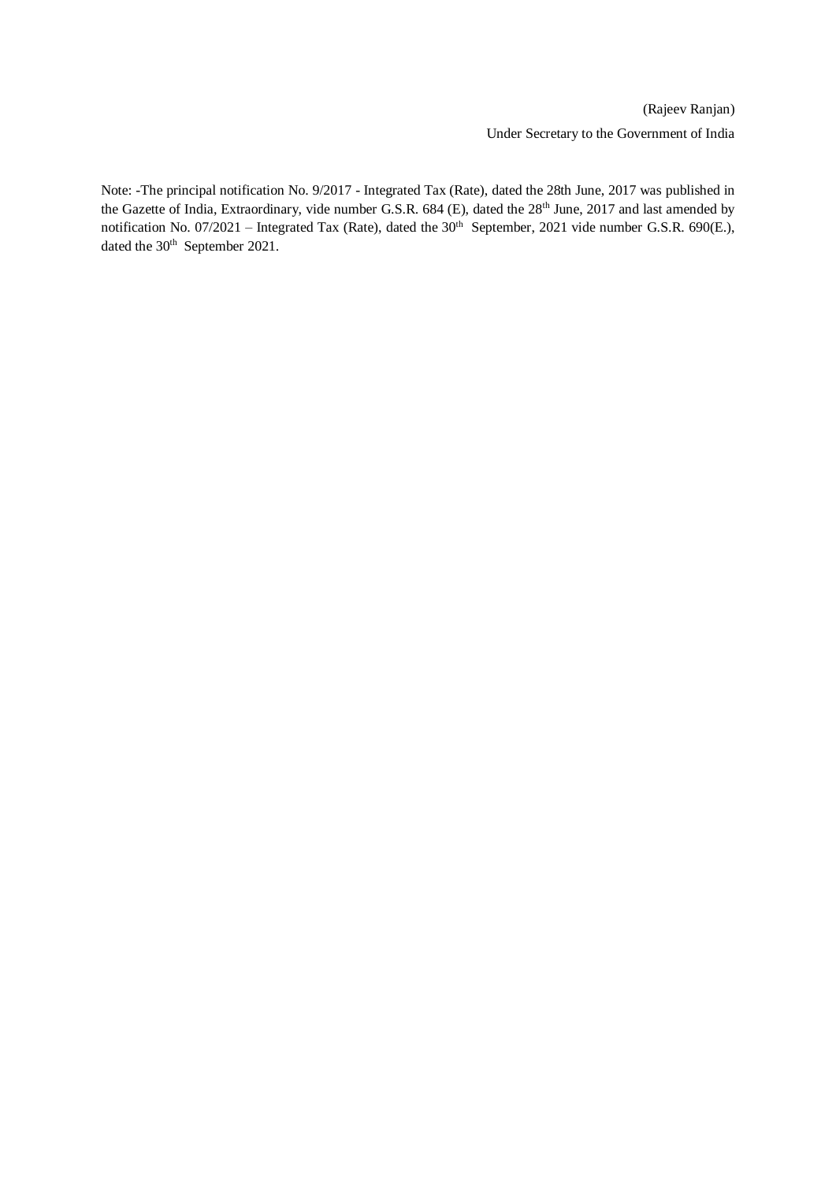(Rajeev Ranjan)

Under Secretary to the Government of India

Note: -The principal notification No. 9/2017 - Integrated Tax (Rate), dated the 28th June, 2017 was published in the Gazette of India, Extraordinary, vide number G.S.R. 684 (E), dated the 28th June, 2017 and last amended by notification No. 07/2021 – Integrated Tax (Rate), dated the 30th September, 2021 vide number G.S.R. 690(E.), dated the 30th September 2021.